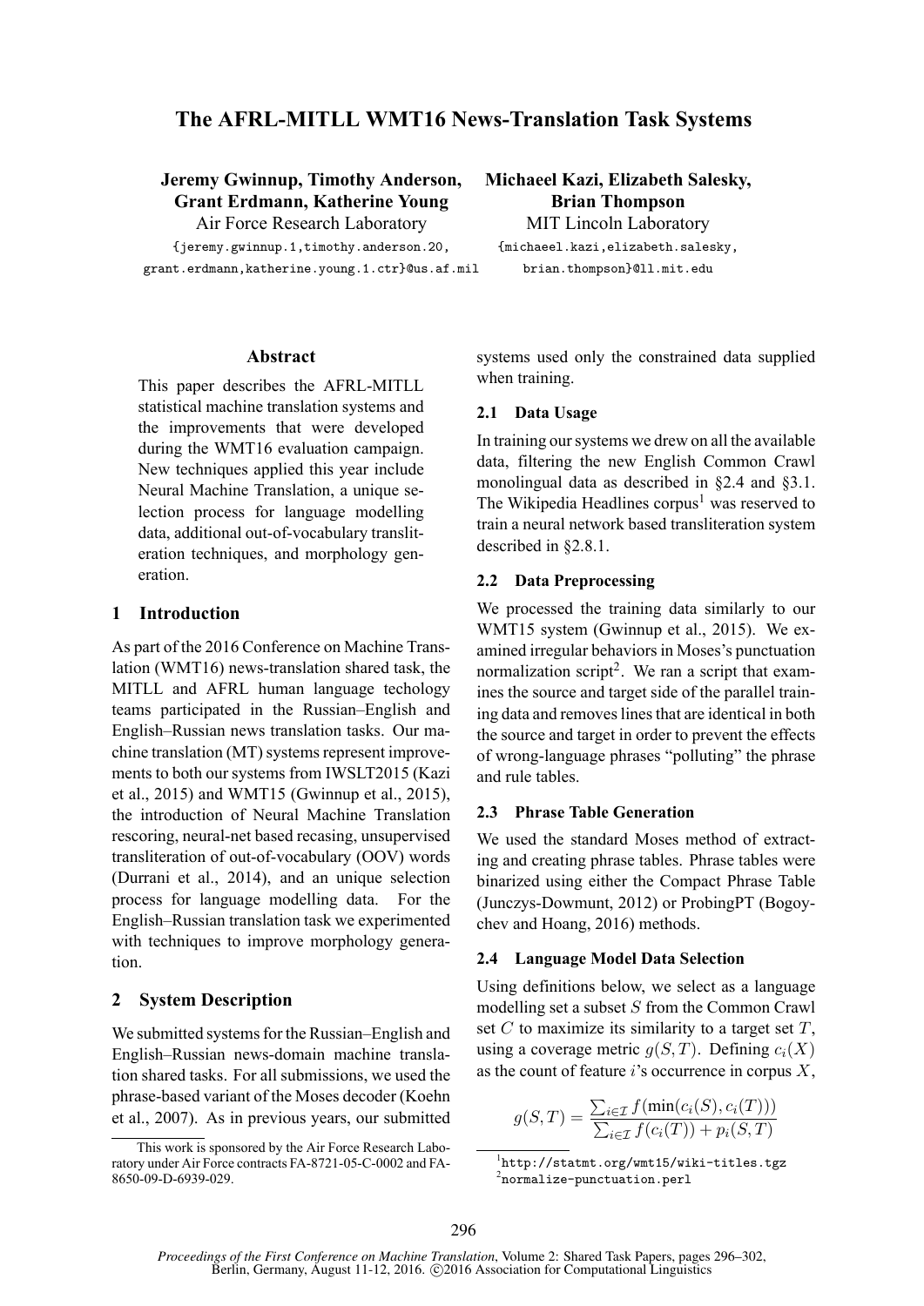# The AFRL-MITLL WMT16 News-Translation Task Systems

**Jeremy Gwinnup, Timothy Anderson, Grant Erdmann, Katherine Young**
Air Force Research Laboratory
{jeremy.gwinnup.1,timothy.anderson.20, grant.erdmann,katherine.young.1.ctr}@us.af.mil

**Michaeel Kazi, Elizabeth Salesky, Brian Thompson**
MIT Lincoln Laboratory
{michaeel.kazi,elizabeth.salesky, brian.thompson}@ll.mit.edu

## Abstract

This paper describes the AFRL-MITLL statistical machine translation systems and the improvements that were developed during the WMT16 evaluation campaign. New techniques applied this year include Neural Machine Translation, a unique selection process for language modelling data, additional out-of-vocabulary transliteration techniques, and morphology generation.

## 1 Introduction

As part of the 2016 Conference on Machine Translation (WMT16) news-translation shared task, the MITLL and AFRL human language techology teams participated in the Russian–English and English–Russian news translation tasks. Our machine translation (MT) systems represent improvements to both our systems from IWSLT2015 (Kazi et al., 2015) and WMT15 (Gwinnup et al., 2015), the introduction of Neural Machine Translation rescoring, neural-net based recasing, unsupervised transliteration of out-of-vocabulary (OOV) words (Durrani et al., 2014), and an unique selection process for language modelling data. For the English–Russian translation task we experimented with techniques to improve morphology generation.

## 2 System Description

We submitted systems for the Russian–English and English–Russian news-domain machine translation shared tasks. For all submissions, we used the phrase-based variant of the Moses decoder (Koehn et al., 2007). As in previous years, our submitted systems used only the constrained data supplied when training.

### 2.1 Data Usage

In training our systems we drew on all the available data, filtering the new English Common Crawl monolingual data as described in §2.4 and §3.1. The Wikipedia Headlines corpus[1] was reserved to train a neural network based transliteration system described in §2.8.1.

### 2.2 Data Preprocessing

We processed the training data similarly to our WMT15 system (Gwinnup et al., 2015). We examined irregular behaviors in Moses's punctuation normalization script[2]. We ran a script that examines the source and target side of the parallel training data and removes lines that are identical in both the source and target in order to prevent the effects of wrong-language phrases "polluting" the phrase and rule tables.

### 2.3 Phrase Table Generation

We used the standard Moses method of extracting and creating phrase tables. Phrase tables were binarized using either the Compact Phrase Table (Junczys-Dowmunt, 2012) or ProbingPT (Bogoychev and Hoang, 2016) methods.

### 2.4 Language Model Data Selection

Using definitions below, we select as a language modelling set a subset $S$ from the Common Crawl set $C$ to maximize its similarity to a target set $T$, using a coverage metric $g(S, T)$. Defining $c_i(X)$ as the count of feature $i$'s occurrence in corpus $X$,

$$g(S,T) = \frac{\sum_{i \in \mathcal{I}} f(\min(c_i(S), c_i(T)))}{\sum_{i \in \mathcal{I}} f(c_i(T)) + p_i(S,T)}$$

This work is sponsored by the Air Force Research Laboratory under Air Force contracts FA-8721-05-C-0002 and FA-8650-09-D-6939-029.

[1] `http://statmt.org/wmt15/wiki-titles.tgz`
[2] `normalize-punctuation.perl`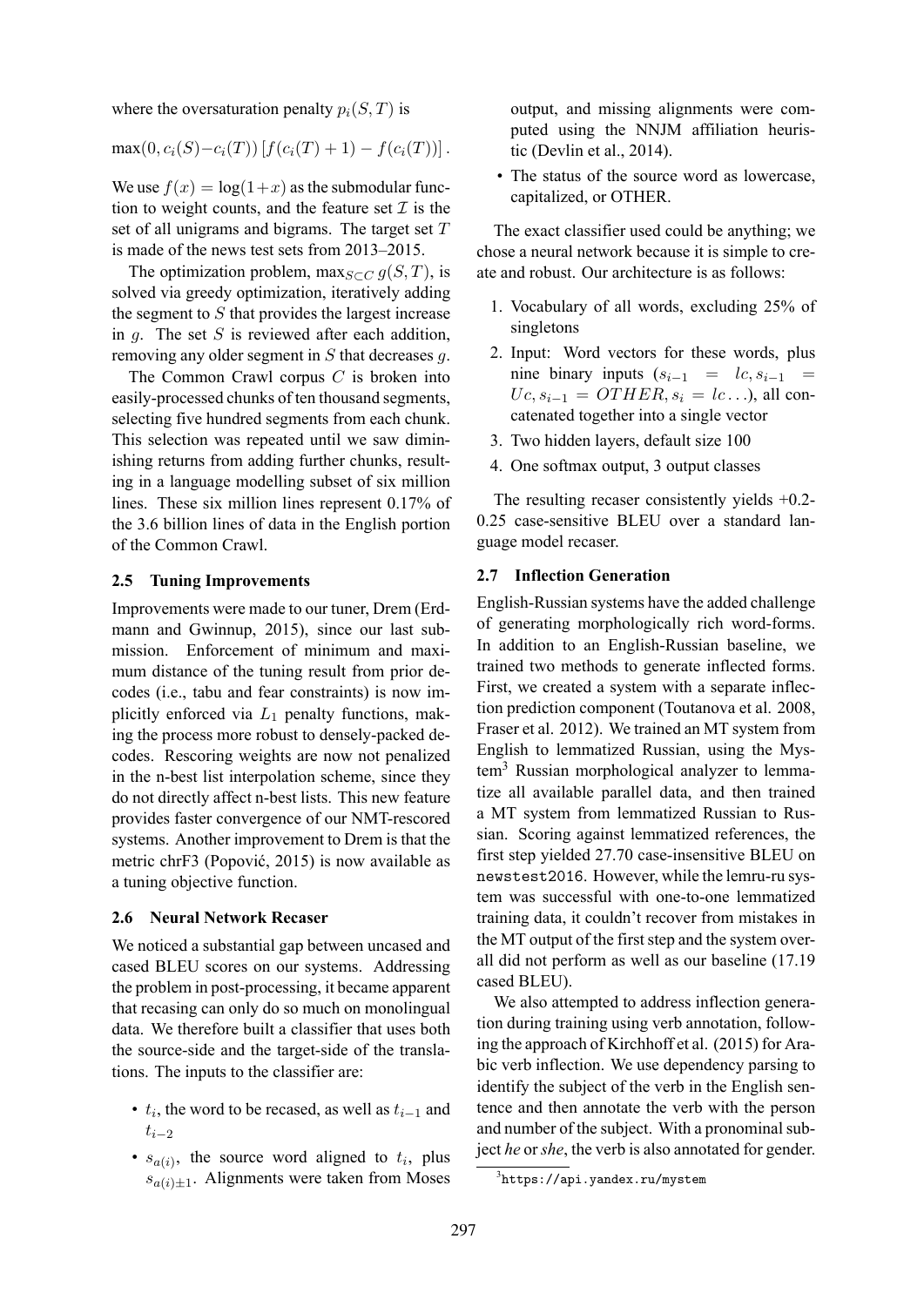where the oversaturation penalty $p_i(S,T)$ is

$$\max(0, c_i(S) - c_i(T)) \left[ f(c_i(T)+1) - f(c_i(T)) \right].$$

We use $f(x) = \log(1+x)$ as the submodular function to weight counts, and the feature set $\mathcal{I}$ is the set of all unigrams and bigrams. The target set $T$ is made of the news test sets from 2013–2015.

The optimization problem, $\max_{S \subset C} g(S,T)$, is solved via greedy optimization, iteratively adding the segment to $S$ that provides the largest increase in $g$. The set $S$ is reviewed after each addition, removing any older segment in $S$ that decreases $g$.

The Common Crawl corpus $C$ is broken into easily-processed chunks of ten thousand segments, selecting five hundred segments from each chunk. This selection was repeated until we saw diminishing returns from adding further chunks, resulting in a language modelling subset of six million lines. These six million lines represent 0.17% of the 3.6 billion lines of data in the English portion of the Common Crawl.

### 2.5 Tuning Improvements

Improvements were made to our tuner, Drem (Erdmann and Gwinnup, 2015), since our last submission. Enforcement of minimum and maximum distance of the tuning result from prior decodes (i.e., tabu and fear constraints) is now implicitly enforced via $L_1$ penalty functions, making the process more robust to densely-packed decodes. Rescoring weights are now not penalized in the n-best list interpolation scheme, since they do not directly affect n-best lists. This new feature provides faster convergence of our NMT-rescored systems. Another improvement to Drem is that the metric chrF3 (Popović, 2015) is now available as a tuning objective function.

### 2.6 Neural Network Recaser

We noticed a substantial gap between uncased and cased BLEU scores on our systems. Addressing the problem in post-processing, it became apparent that recasing can only do so much on monolingual data. We therefore built a classifier that uses both the source-side and the target-side of the translations. The inputs to the classifier are:

- $t_i$, the word to be recased, as well as $t_{i-1}$ and $t_{i-2}$
- $s_{a(i)}$, the source word aligned to $t_i$, plus $s_{a(i)\pm1}$. Alignments were taken from Moses output, and missing alignments were computed using the NNJM affiliation heuristic (Devlin et al., 2014).
- The status of the source word as lowercase, capitalized, or OTHER.

The exact classifier used could be anything; we chose a neural network because it is simple to create and robust. Our architecture is as follows:

1. Vocabulary of all words, excluding 25% of singletons
2. Input: Word vectors for these words, plus nine binary inputs ($s_{i-1} = lc, s_{i-1} = Uc, s_{i-1} = OTHER, s_i = lc \ldots$), all concatenated together into a single vector
3. Two hidden layers, default size 100
4. One softmax output, 3 output classes

The resulting recaser consistently yields +0.2-0.25 case-sensitive BLEU over a standard language model recaser.

### 2.7 Inflection Generation

English-Russian systems have the added challenge of generating morphologically rich word-forms. In addition to an English-Russian baseline, we trained two methods to generate inflected forms. First, we created a system with a separate inflection prediction component (Toutanova et al. 2008, Fraser et al. 2012). We trained an MT system from English to lemmatized Russian, using the Mystem[3] Russian morphological analyzer to lemmatize all available parallel data, and then trained a MT system from lemmatized Russian to Russian. Scoring against lemmatized references, the first step yielded 27.70 case-insensitive BLEU on `newstest2016`. However, while the lemru-ru system was successful with one-to-one lemmatized training data, it couldn't recover from mistakes in the MT output of the first step and the system overall did not perform as well as our baseline (17.19 cased BLEU).

We also attempted to address inflection generation during training using verb annotation, following the approach of Kirchhoff et al. (2015) for Arabic verb inflection. We use dependency parsing to identify the subject of the verb in the English sentence and then annotate the verb with the person and number of the subject. With a pronominal subject *he* or *she*, the verb is also annotated for gender.

[3] `https://api.yandex.ru/mystem`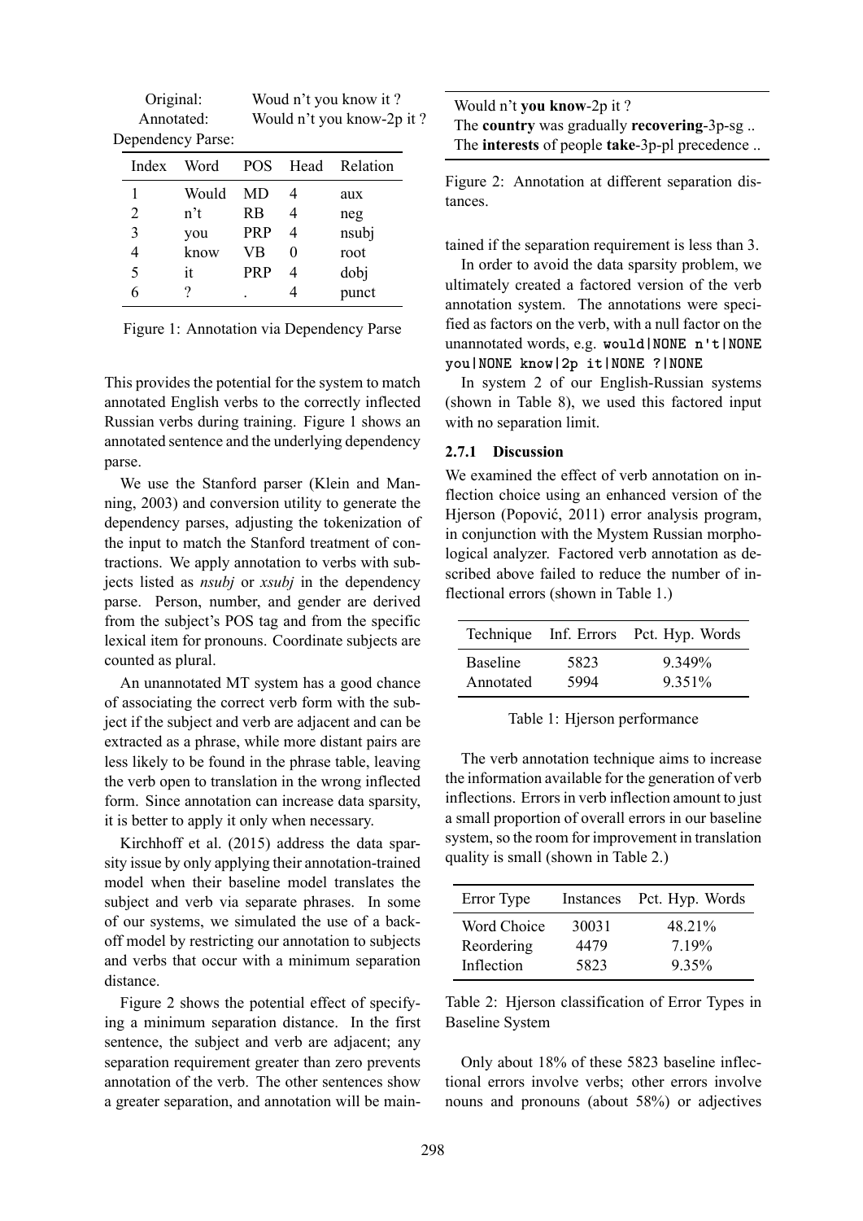Original: Woud n't you know it ?
Annotated: Would n't you know-2p it ?
Dependency Parse:

| Index | Word | POS | Head | Relation |
|---|---|---|---|---|
| 1 | Would | MD | 4 | aux |
| 2 | n't | RB | 4 | neg |
| 3 | you | PRP | 4 | nsubj |
| 4 | know | VB | 0 | root |
| 5 | it | PRP | 4 | dobj |
| 6 | ? | . | 4 | punct |

Figure 1: Annotation via Dependency Parse

This provides the potential for the system to match annotated English verbs to the correctly inflected Russian verbs during training. Figure 1 shows an annotated sentence and the underlying dependency parse.

We use the Stanford parser (Klein and Manning, 2003) and conversion utility to generate the dependency parses, adjusting the tokenization of the input to match the Stanford treatment of contractions. We apply annotation to verbs with subjects listed as *nsubj* or *xsubj* in the dependency parse. Person, number, and gender are derived from the subject's POS tag and from the specific lexical item for pronouns. Coordinate subjects are counted as plural.

An unannotated MT system has a good chance of associating the correct verb form with the subject if the subject and verb are adjacent and can be extracted as a phrase, while more distant pairs are less likely to be found in the phrase table, leaving the verb open to translation in the wrong inflected form. Since annotation can increase data sparsity, it is better to apply it only when necessary.

Kirchhoff et al. (2015) address the data sparsity issue by only applying their annotation-trained model when their baseline model translates the subject and verb via separate phrases. In some of our systems, we simulated the use of a backoff model by restricting our annotation to subjects and verbs that occur with a minimum separation distance.

Figure 2 shows the potential effect of specifying a minimum separation distance. In the first sentence, the subject and verb are adjacent; any separation requirement greater than zero prevents annotation of the verb. The other sentences show a greater separation, and annotation will be maintained if the separation requirement is less than 3.

Would n't **you know**-2p it ?
The **country** was gradually **recovering**-3p-sg ..
The **interests** of people **take**-3p-pl precedence ..

Figure 2: Annotation at different separation distances.

In order to avoid the data sparsity problem, we ultimately created a factored version of the verb annotation system. The annotations were specified as factors on the verb, with a null factor on the unannotated words, e.g. `would|NONE n't|NONE you|NONE know|2p it|NONE ?|NONE`

In system 2 of our English-Russian systems (shown in Table 8), we used this factored input with no separation limit.

### 2.7.1 Discussion

We examined the effect of verb annotation on inflection choice using an enhanced version of the Hjerson (Popović, 2011) error analysis program, in conjunction with the Mystem Russian morphological analyzer. Factored verb annotation as described above failed to reduce the number of inflectional errors (shown in Table 1.)

| Technique | Inf. Errors | Pct. Hyp. Words |
|---|---|---|
| Baseline | 5823 | 9.349% |
| Annotated | 5994 | 9.351% |

Table 1: Hjerson performance

The verb annotation technique aims to increase the information available for the generation of verb inflections. Errors in verb inflection amount to just a small proportion of overall errors in our baseline system, so the room for improvement in translation quality is small (shown in Table 2.)

| Error Type | Instances | Pct. Hyp. Words |
|---|---|---|
| Word Choice | 30031 | 48.21% |
| Reordering | 4479 | 7.19% |
| Inflection | 5823 | 9.35% |

Table 2: Hjerson classification of Error Types in Baseline System

Only about 18% of these 5823 baseline inflectional errors involve verbs; other errors involve nouns and pronouns (about 58%) or adjectives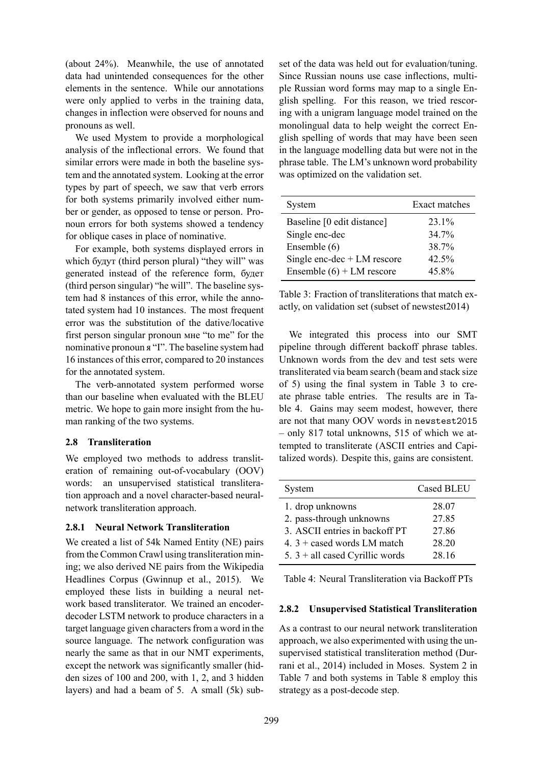(about 24%). Meanwhile, the use of annotated data had unintended consequences for the other elements in the sentence. While our annotations were only applied to verbs in the training data, changes in inflection were observed for nouns and pronouns as well.

We used Mystem to provide a morphological analysis of the inflectional errors. We found that similar errors were made in both the baseline system and the annotated system. Looking at the error types by part of speech, we saw that verb errors for both systems primarily involved either number or gender, as opposed to tense or person. Pronoun errors for both systems showed a tendency for oblique cases in place of nominative.

For example, both systems displayed errors in which будут (third person plural) "they will" was generated instead of the reference form, будет (third person singular) "he will". The baseline system had 8 instances of this error, while the annotated system had 10 instances. The most frequent error was the substitution of the dative/locative first person singular pronoun мне "to me" for the nominative pronoun я "I". The baseline system had 16 instances of this error, compared to 20 instances for the annotated system.

The verb-annotated system performed worse than our baseline when evaluated with the BLEU metric. We hope to gain more insight from the human ranking of the two systems.

### 2.8 Transliteration

We employed two methods to address transliteration of remaining out-of-vocabulary (OOV) words: an unsupervised statistical transliteration approach and a novel character-based neural-network transliteration approach.

#### 2.8.1 Neural Network Transliteration

We created a list of 54k Named Entity (NE) pairs from the Common Crawl using transliteration mining; we also derived NE pairs from the Wikipedia Headlines Corpus (Gwinnup et al., 2015). We employed these lists in building a neural network based transliterator. We trained an encoder-decoder LSTM network to produce characters in a target language given characters from a word in the source language. The network configuration was nearly the same as that in our NMT experiments, except the network was significantly smaller (hidden sizes of 100 and 200, with 1, 2, and 3 hidden layers) and had a beam of 5. A small (5k) subset of the data was held out for evaluation/tuning. Since Russian nouns use case inflections, multiple Russian word forms may map to a single English spelling. For this reason, we tried rescoring with a unigram language model trained on the monolingual data to help weight the correct English spelling of words that may have been seen in the language modelling data but were not in the phrase table. The LM's unknown word probability was optimized on the validation set.

| System | Exact matches |
|---|---|
| Baseline [0 edit distance] | 23.1% |
| Single enc-dec | 34.7% |
| Ensemble (6) | 38.7% |
| Single enc-dec + LM rescore | 42.5% |
| Ensemble (6) + LM rescore | 45.8% |

Table 3: Fraction of transliterations that match exactly, on validation set (subset of newstest2014)

We integrated this process into our SMT pipeline through different backoff phrase tables. Unknown words from the dev and test sets were transliterated via beam search (beam and stack size of 5) using the final system in Table 3 to create phrase table entries. The results are in Table 4. Gains may seem modest, however, there are not that many OOV words in `newstest2015` – only 817 total unknowns, 515 of which we attempted to transliterate (ASCII entries and Capitalized words). Despite this, gains are consistent.

| System | Cased BLEU |
|---|---|
| 1. drop unknowns | 28.07 |
| 2. pass-through unknowns | 27.85 |
| 3. ASCII entries in backoff PT | 27.86 |
| 4. 3 + cased words LM match | 28.20 |
| 5. 3 + all cased Cyrillic words | 28.16 |

Table 4: Neural Transliteration via Backoff PTs

#### 2.8.2 Unsupervised Statistical Transliteration

As a contrast to our neural network transliteration approach, we also experimented with using the unsupervised statistical transliteration method (Durrani et al., 2014) included in Moses. System 2 in Table 7 and both systems in Table 8 employ this strategy as a post-decode step.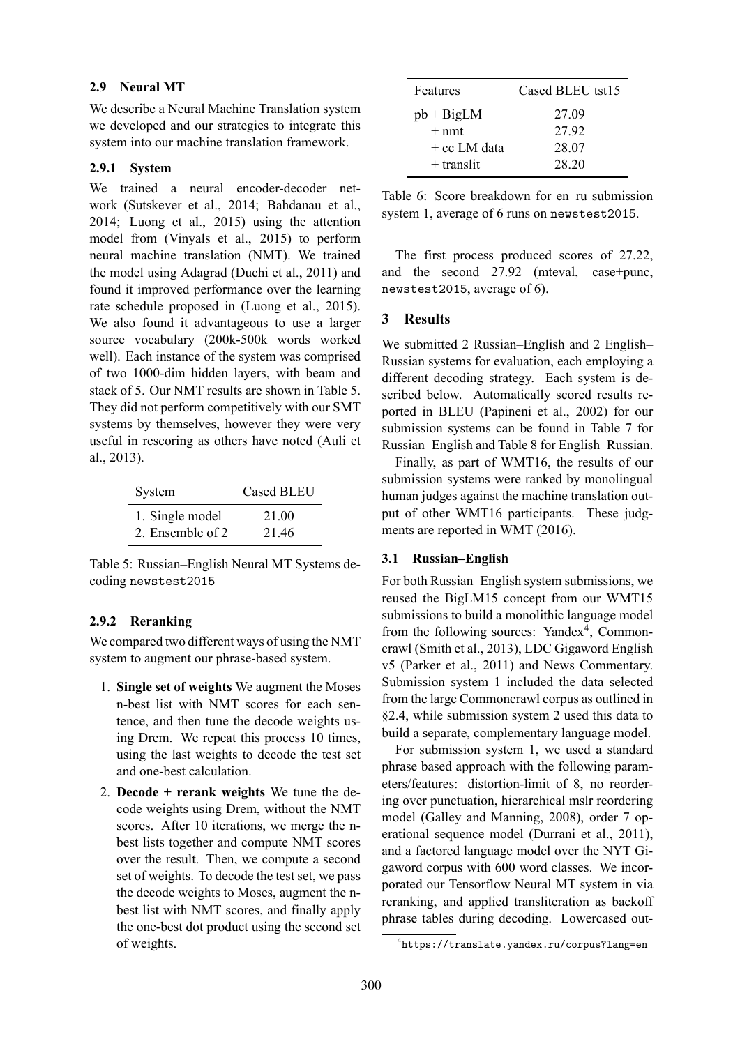### 2.9 Neural MT

We describe a Neural Machine Translation system we developed and our strategies to integrate this system into our machine translation framework.

#### 2.9.1 System

We trained a neural encoder-decoder network (Sutskever et al., 2014; Bahdanau et al., 2014; Luong et al., 2015) using the attention model from (Vinyals et al., 2015) to perform neural machine translation (NMT). We trained the model using Adagrad (Duchi et al., 2011) and found it improved performance over the learning rate schedule proposed in (Luong et al., 2015). We also found it advantageous to use a larger source vocabulary (200k-500k words worked well). Each instance of the system was comprised of two 1000-dim hidden layers, with beam and stack of 5. Our NMT results are shown in Table 5. They did not perform competitively with our SMT systems by themselves, however they were very useful in rescoring as others have noted (Auli et al., 2013).

| System | Cased BLEU |
|---|---|
| 1. Single model | 21.00 |
| 2. Ensemble of 2 | 21.46 |

Table 5: Russian–English Neural MT Systems decoding newstest2015

#### 2.9.2 Reranking

We compared two different ways of using the NMT system to augment our phrase-based system.

1. **Single set of weights** We augment the Moses n-best list with NMT scores for each sentence, and then tune the decode weights using Drem. We repeat this process 10 times, using the last weights to decode the test set and one-best calculation.
2. **Decode + rerank weights** We tune the decode weights using Drem, without the NMT scores. After 10 iterations, we merge the n-best lists together and compute NMT scores over the result. Then, we compute a second set of weights. To decode the test set, we pass the decode weights to Moses, augment the n-best list with NMT scores, and finally apply the one-best dot product using the second set of weights.

| Features | Cased BLEU tst15 |
|---|---|
| pb + BigLM | 27.09 |
| + nmt | 27.92 |
| + cc LM data | 28.07 |
| + translit | 28.20 |

Table 6: Score breakdown for en–ru submission system 1, average of 6 runs on newstest2015.

The first process produced scores of 27.22, and the second 27.92 (mteval, case+punc, newstest2015, average of 6).

## 3 Results

We submitted 2 Russian–English and 2 English–Russian systems for evaluation, each employing a different decoding strategy. Each system is described below. Automatically scored results reported in BLEU (Papineni et al., 2002) for our submission systems can be found in Table 7 for Russian–English and Table 8 for English–Russian.

Finally, as part of WMT16, the results of our submission systems were ranked by monolingual human judges against the machine translation output of other WMT16 participants. These judgments are reported in WMT (2016).

### 3.1 Russian–English

For both Russian–English system submissions, we reused the BigLM15 concept from our WMT15 submissions to build a monolithic language model from the following sources: Yandex[4], Commoncrawl (Smith et al., 2013), LDC Gigaword English v5 (Parker et al., 2011) and News Commentary. Submission system 1 included the data selected from the large Commoncrawl corpus as outlined in §2.4, while submission system 2 used this data to build a separate, complementary language model.

For submission system 1, we used a standard phrase based approach with the following parameters/features: distortion-limit of 8, no reordering over punctuation, hierarchical mslr reordering model (Galley and Manning, 2008), order 7 operational sequence model (Durrani et al., 2011), and a factored language model over the NYT Gigaword corpus with 600 word classes. We incorporated our Tensorflow Neural MT system in via reranking, and applied transliteration as backoff phrase tables during decoding. Lowercased out-

[4] https://translate.yandex.ru/corpus?lang=en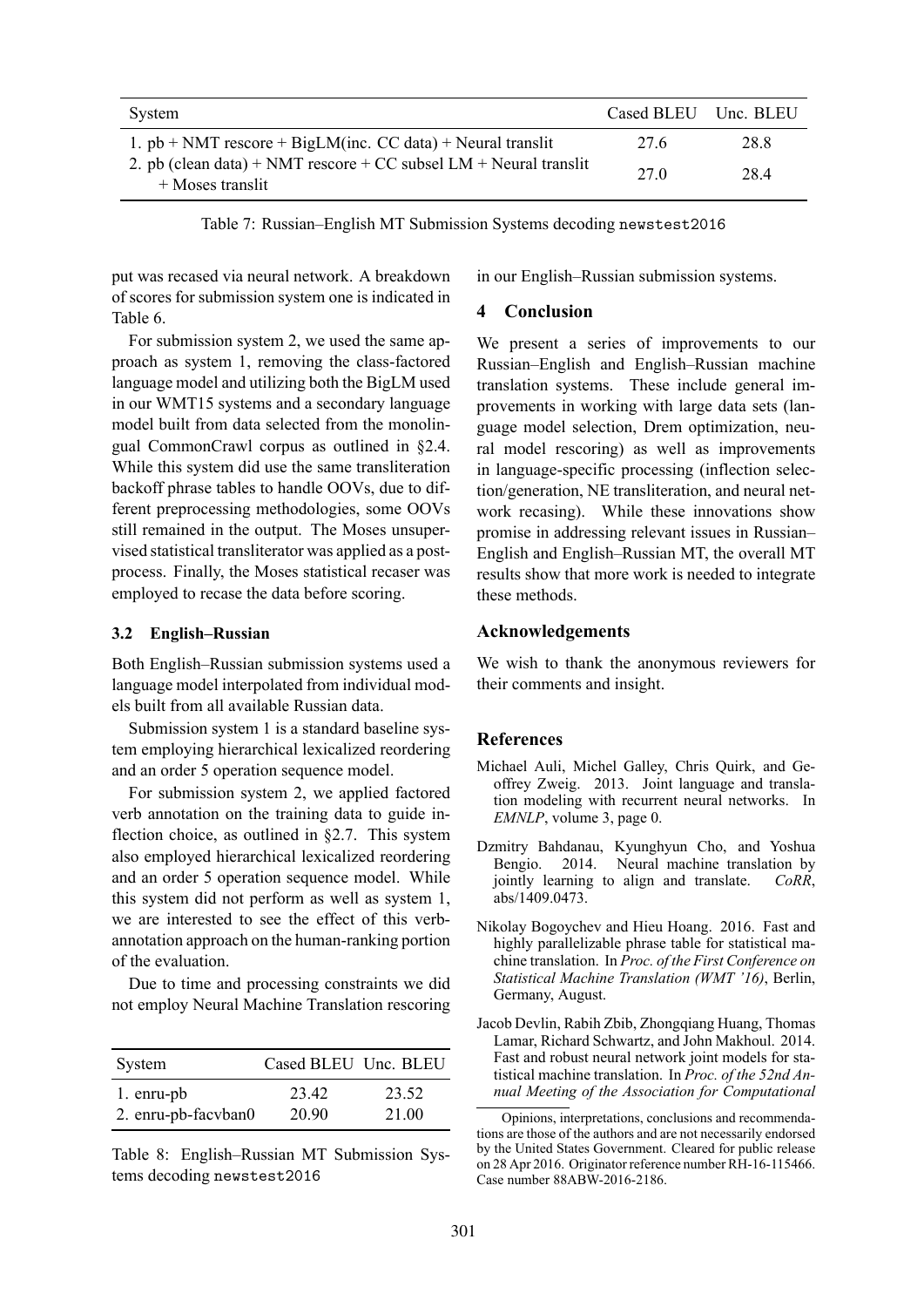| System | Cased BLEU | Unc. BLEU |
| --- | --- | --- |
| 1. pb + NMT rescore + BigLM(inc. CC data) + Neural translit | 27.6 | 28.8 |
| 2. pb (clean data) + NMT rescore + CC subsel LM + Neural translit + Moses translit | 27.0 | 28.4 |

Table 7: Russian–English MT Submission Systems decoding `newstest2016`

put was recased via neural network. A breakdown of scores for submission system one is indicated in Table 6.

For submission system 2, we used the same approach as system 1, removing the class-factored language model and utilizing both the BigLM used in our WMT15 systems and a secondary language model built from data selected from the monolingual CommonCrawl corpus as outlined in §2.4. While this system did use the same transliteration backoff phrase tables to handle OOVs, due to different preprocessing methodologies, some OOVs still remained in the output. The Moses unsupervised statistical transliterator was applied as a post-process. Finally, the Moses statistical recaser was employed to recase the data before scoring.

### 3.2 English–Russian

Both English–Russian submission systems used a language model interpolated from individual models built from all available Russian data.

Submission system 1 is a standard baseline system employing hierarchical lexicalized reordering and an order 5 operation sequence model.

For submission system 2, we applied factored verb annotation on the training data to guide inflection choice, as outlined in §2.7. This system also employed hierarchical lexicalized reordering and an order 5 operation sequence model. While this system did not perform as well as system 1, we are interested to see the effect of this verb-annotation approach on the human-ranking portion of the evaluation.

Due to time and processing constraints we did not employ Neural Machine Translation rescoring in our English–Russian submission systems.

| System | Cased BLEU | Unc. BLEU |
| --- | --- | --- |
| 1. enru-pb | 23.42 | 23.52 |
| 2. enru-pb-facvban0 | 20.90 | 21.00 |

Table 8: English–Russian MT Submission Systems decoding `newstest2016`

## 4 Conclusion

We present a series of improvements to our Russian–English and English–Russian machine translation systems. These include general improvements in working with large data sets (language model selection, Drem optimization, neural model rescoring) as well as improvements in language-specific processing (inflection selection/generation, NE transliteration, and neural network recasing). While these innovations show promise in addressing relevant issues in Russian–English and English–Russian MT, the overall MT results show that more work is needed to integrate these methods.

## Acknowledgements

We wish to thank the anonymous reviewers for their comments and insight.

## References

Michael Auli, Michel Galley, Chris Quirk, and Geoffrey Zweig. 2013. Joint language and translation modeling with recurrent neural networks. In *EMNLP*, volume 3, page 0.

Dzmitry Bahdanau, Kyunghyun Cho, and Yoshua Bengio. 2014. Neural machine translation by jointly learning to align and translate. *CoRR*, abs/1409.0473.

Nikolay Bogoychev and Hieu Hoang. 2016. Fast and highly parallelizable phrase table for statistical machine translation. In *Proc. of the First Conference on Statistical Machine Translation (WMT '16)*, Berlin, Germany, August.

Jacob Devlin, Rabih Zbib, Zhongqiang Huang, Thomas Lamar, Richard Schwartz, and John Makhoul. 2014. Fast and robust neural network joint models for statistical machine translation. In *Proc. of the 52nd Annual Meeting of the Association for Computational*

Opinions, interpretations, conclusions and recommendations are those of the authors and are not necessarily endorsed by the United States Government. Cleared for public release on 28 Apr 2016. Originator reference number RH-16-115466. Case number 88ABW-2016-2186.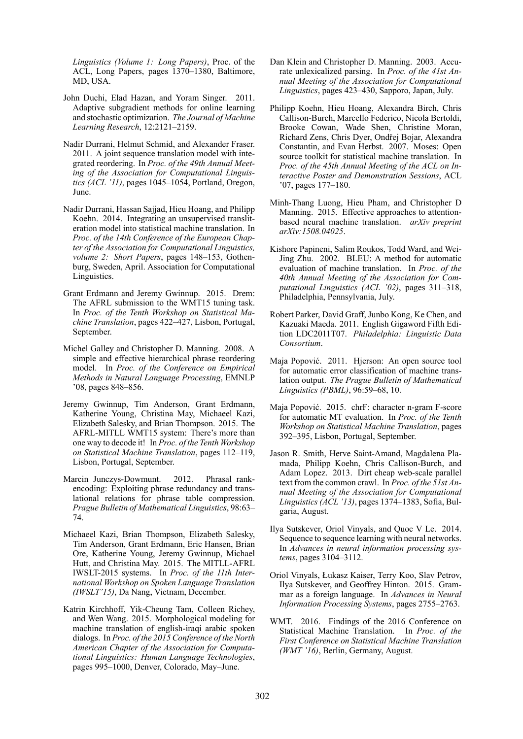*Linguistics (Volume 1: Long Papers)*, Proc. of the ACL, Long Papers, pages 1370–1380, Baltimore, MD, USA.

John Duchi, Elad Hazan, and Yoram Singer. 2011. Adaptive subgradient methods for online learning and stochastic optimization. *The Journal of Machine Learning Research*, 12:2121–2159.

Nadir Durrani, Helmut Schmid, and Alexander Fraser. 2011. A joint sequence translation model with integrated reordering. In *Proc. of the 49th Annual Meeting of the Association for Computational Linguistics (ACL '11)*, pages 1045–1054, Portland, Oregon, June.

Nadir Durrani, Hassan Sajjad, Hieu Hoang, and Philipp Koehn. 2014. Integrating an unsupervised transliteration model into statistical machine translation. In *Proc. of the 14th Conference of the European Chapter of the Association for Computational Linguistics, volume 2: Short Papers*, pages 148–153, Gothenburg, Sweden, April. Association for Computational Linguistics.

Grant Erdmann and Jeremy Gwinnup. 2015. Drem: The AFRL submission to the WMT15 tuning task. In *Proc. of the Tenth Workshop on Statistical Machine Translation*, pages 422–427, Lisbon, Portugal, September.

Michel Galley and Christopher D. Manning. 2008. A simple and effective hierarchical phrase reordering model. In *Proc. of the Conference on Empirical Methods in Natural Language Processing*, EMNLP '08, pages 848–856.

Jeremy Gwinnup, Tim Anderson, Grant Erdmann, Katherine Young, Christina May, Michaeel Kazi, Elizabeth Salesky, and Brian Thompson. 2015. The AFRL-MITLL WMT15 system: There's more than one way to decode it! In *Proc. of the Tenth Workshop on Statistical Machine Translation*, pages 112–119, Lisbon, Portugal, September.

Marcin Junczys-Dowmunt. 2012. Phrasal rank-encoding: Exploiting phrase redundancy and translational relations for phrase table compression. *Prague Bulletin of Mathematical Linguistics*, 98:63–74.

Michaeel Kazi, Brian Thompson, Elizabeth Salesky, Tim Anderson, Grant Erdmann, Eric Hansen, Brian Ore, Katherine Young, Jeremy Gwinnup, Michael Hutt, and Christina May. 2015. The MITLL-AFRL IWSLT-2015 systems. In *Proc. of the 11th International Workshop on Spoken Language Translation (IWSLT'15)*, Da Nang, Vietnam, December.

Katrin Kirchhoff, Yik-Cheung Tam, Colleen Richey, and Wen Wang. 2015. Morphological modeling for machine translation of english-iraqi arabic spoken dialogs. In *Proc. of the 2015 Conference of the North American Chapter of the Association for Computational Linguistics: Human Language Technologies*, pages 995–1000, Denver, Colorado, May–June.

Dan Klein and Christopher D. Manning. 2003. Accurate unlexicalized parsing. In *Proc. of the 41st Annual Meeting of the Association for Computational Linguistics*, pages 423–430, Sapporo, Japan, July.

Philipp Koehn, Hieu Hoang, Alexandra Birch, Chris Callison-Burch, Marcello Federico, Nicola Bertoldi, Brooke Cowan, Wade Shen, Christine Moran, Richard Zens, Chris Dyer, Ondřej Bojar, Alexandra Constantin, and Evan Herbst. 2007. Moses: Open source toolkit for statistical machine translation. In *Proc. of the 45th Annual Meeting of the ACL on Interactive Poster and Demonstration Sessions*, ACL '07, pages 177–180.

Minh-Thang Luong, Hieu Pham, and Christopher D Manning. 2015. Effective approaches to attention-based neural machine translation. *arXiv preprint arXiv:1508.04025*.

Kishore Papineni, Salim Roukos, Todd Ward, and Wei-Jing Zhu. 2002. BLEU: A method for automatic evaluation of machine translation. In *Proc. of the 40th Annual Meeting of the Association for Computational Linguistics (ACL '02)*, pages 311–318, Philadelphia, Pennsylvania, July.

Robert Parker, David Graff, Junbo Kong, Ke Chen, and Kazuaki Maeda. 2011. English Gigaword Fifth Edition LDC2011T07. *Philadelphia: Linguistic Data Consortium*.

Maja Popović. 2011. Hjerson: An open source tool for automatic error classification of machine translation output. *The Prague Bulletin of Mathematical Linguistics (PBML)*, 96:59–68, 10.

Maja Popović. 2015. chrF: character n-gram F-score for automatic MT evaluation. In *Proc. of the Tenth Workshop on Statistical Machine Translation*, pages 392–395, Lisbon, Portugal, September.

Jason R. Smith, Herve Saint-Amand, Magdalena Plamada, Philipp Koehn, Chris Callison-Burch, and Adam Lopez. 2013. Dirt cheap web-scale parallel text from the common crawl. In *Proc. of the 51st Annual Meeting of the Association for Computational Linguistics (ACL '13)*, pages 1374–1383, Sofia, Bulgaria, August.

Ilya Sutskever, Oriol Vinyals, and Quoc V Le. 2014. Sequence to sequence learning with neural networks. In *Advances in neural information processing systems*, pages 3104–3112.

Oriol Vinyals, Łukasz Kaiser, Terry Koo, Slav Petrov, Ilya Sutskever, and Geoffrey Hinton. 2015. Grammar as a foreign language. In *Advances in Neural Information Processing Systems*, pages 2755–2763.

WMT. 2016. Findings of the 2016 Conference on Statistical Machine Translation. In *Proc. of the First Conference on Statistical Machine Translation (WMT '16)*, Berlin, Germany, August.